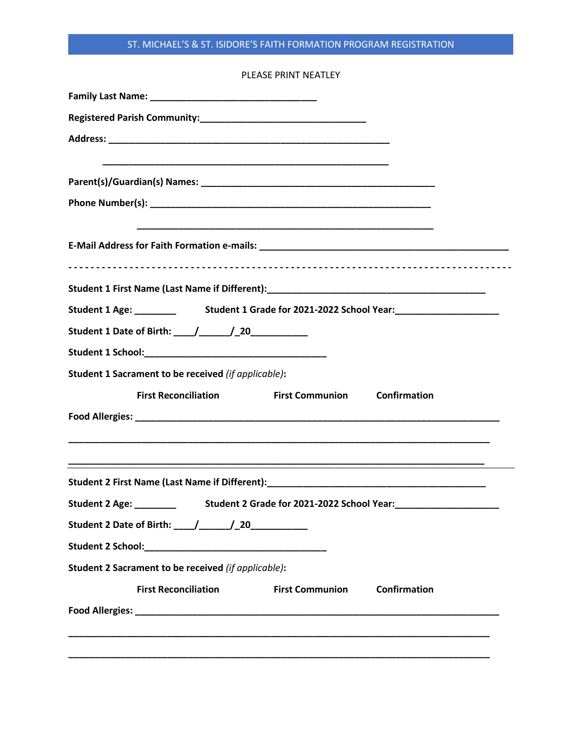ST. MICHAEL'S & ST. ISIDORE'S FAITH FORMATION PROGRAM REGISTRATION

PLEASE PRINT NEATLEY

**Family Last Name:** ________________________________

**Registered Parish Community:**________________________________

**Address:** ______________________________________________________

______________________________________________________

**Parent(s)/Guardian(s) Names:** ____________________________________________

**Phone Number(s):** ______________________________________________________

______________________________________________________

**E-Mail Address for Faith Formation e-mails:** _______________________________________________

- - - - - - - - - - - - - - - - - - - - - - - - - - - - - - - - - - - - - - - - - - - - - - - - - - - - - - - - - - - - - - - - - - - - - - - - - - -

**Student 1 First Name (Last Name if Different):**__________________________________________

**Student 1 Age:** ________ **Student 1 Grade for 2021-2022 School Year:**____________________

**Student 1 Date of Birth:** ____/______/_20___________

**Student 1 School:**___________________________________

**Student 1 Sacrament to be received** *(if applicable)*:

**First Reconciliation** **First Communion** **Confirmation**

**Food Allergies:** ______________________________________________________________________

_______________________________________________________________________________

_______________________________________________________________________________

---

**Student 2 First Name (Last Name if Different):**__________________________________________

**Student 2 Age:** ________ **Student 2 Grade for 2021-2022 School Year:**____________________

**Student 2 Date of Birth:** ____/______/_20___________

**Student 2 School:**___________________________________

**Student 2 Sacrament to be received** *(if applicable)*:

**First Reconciliation** **First Communion** **Confirmation**

**Food Allergies:** ______________________________________________________________________

_______________________________________________________________________________

_______________________________________________________________________________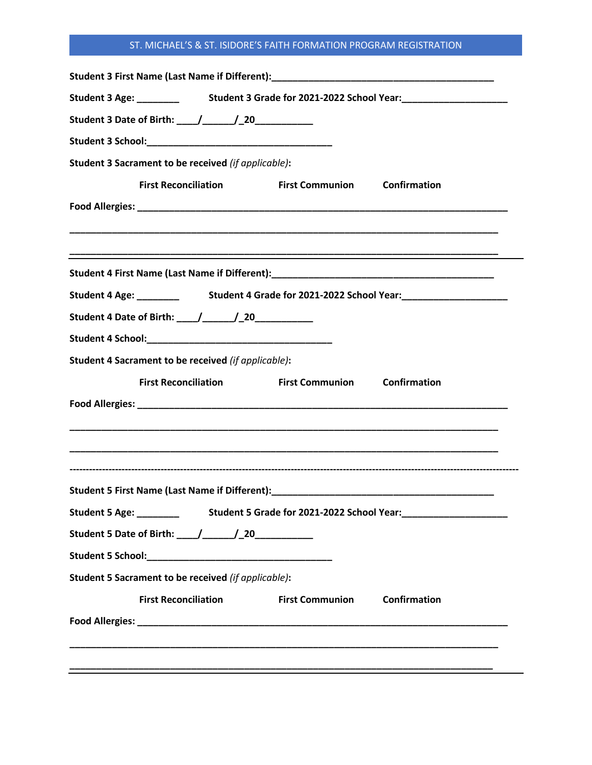ST. MICHAEL'S & ST. ISIDORE'S FAITH FORMATION PROGRAM REGISTRATION

**Student 3 First Name (Last Name if Different):**___________________________________________

**Student 3 Age:** ________ **Student 3 Grade for 2021-2022 School Year:**____________________

**Student 3 Date of Birth:** ____/______/_20___________

**Student 3 School:**___________________________________

**Student 3 Sacrament to be received** *(if applicable)*:

**First Reconciliation** **First Communion** **Confirmation**

**Food Allergies:** ___________________________________________________________________________

___________________________________________________________________________________

___________________________________________________________________________________

---

**Student 4 First Name (Last Name if Different):**___________________________________________

**Student 4 Age:** ________ **Student 4 Grade for 2021-2022 School Year:**____________________

**Student 4 Date of Birth:** ____/______/_20___________

**Student 4 School:**___________________________________

**Student 4 Sacrament to be received** *(if applicable)*:

**First Reconciliation** **First Communion** **Confirmation**

**Food Allergies:** ___________________________________________________________________________

___________________________________________________________________________________

___________________________________________________________________________________

---

**Student 5 First Name (Last Name if Different):**___________________________________________

**Student 5 Age:** ________ **Student 5 Grade for 2021-2022 School Year:**____________________

**Student 5 Date of Birth:** ____/______/_20___________

**Student 5 School:**___________________________________

**Student 5 Sacrament to be received** *(if applicable)*:

**First Reconciliation** **First Communion** **Confirmation**

**Food Allergies:** ___________________________________________________________________________

___________________________________________________________________________________

___________________________________________________________________________________